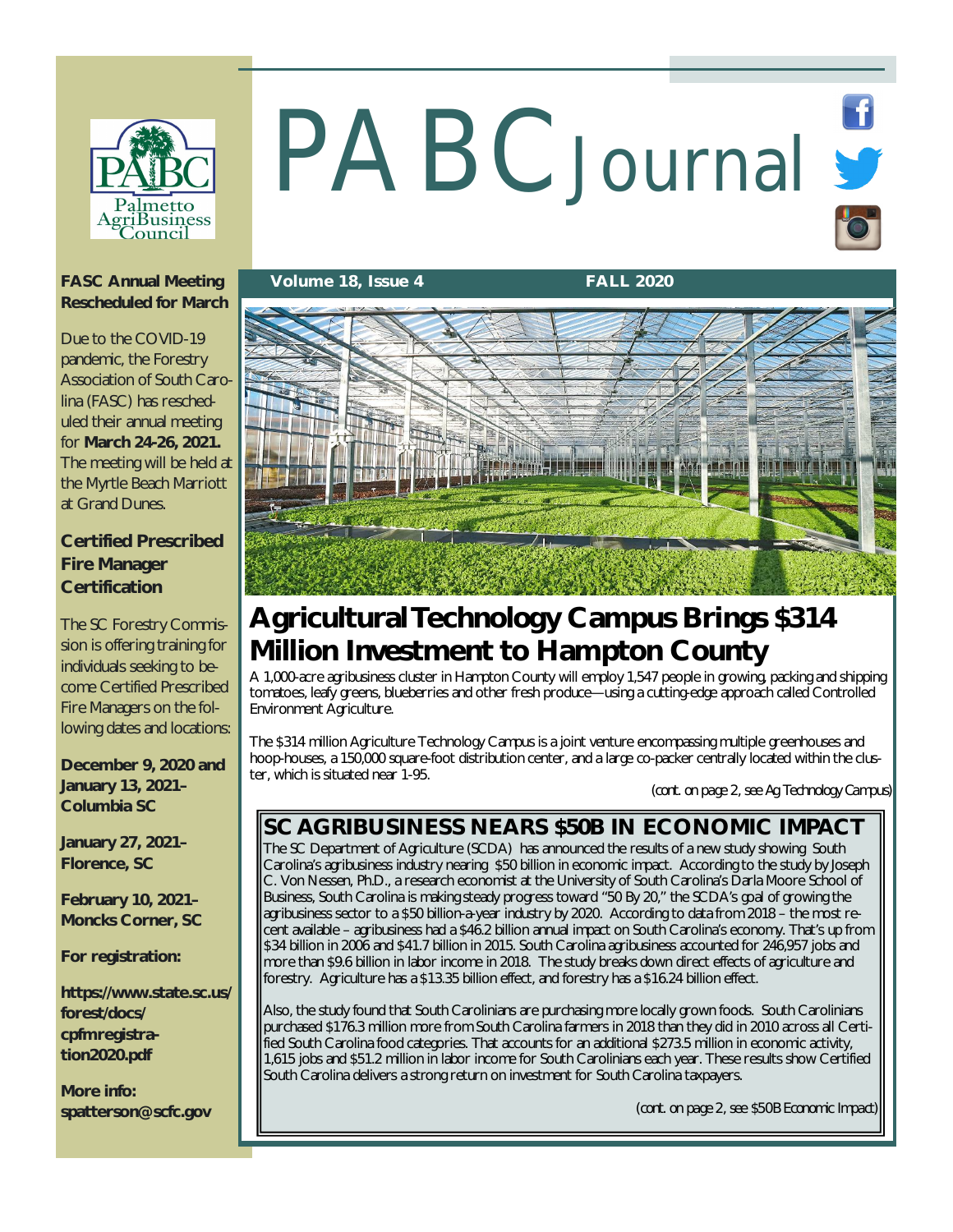# PABC Journal

**Volume 18, Issue 4** **FALL 2020**

## Agricultural Technology Campus Brings $314 Million Investment to Hampton County

A 1,000-acre agribusiness cluster in Hampton County will employ 1,547 people in growing, packing and shipping tomatoes, leafy greens, blueberries and other fresh produce—using a cutting-edge approach called Controlled Environment Agriculture.

The $314 million Agriculture Technology Campus is a joint venture encompassing multiple greenhouses and hoop-houses, a 150,000 square-foot distribution center, and a large co-packer centrally located within the cluster, which is situated near 1-95.

*(cont. on page 2, see Ag Technology Campus)*

## SC AGRIBUSINESS NEARS $50B IN ECONOMIC IMPACT

The SC Department of Agriculture (SCDA) has announced the results of a new study showing South Carolina's agribusiness industry nearing $50 billion in economic impact. According to the study by Joseph C. Von Nessen, Ph.D., a research economist at the University of South Carolina's Darla Moore School of Business, South Carolina is making steady progress toward "50 By 20," the SCDA's goal of growing the agribusiness sector to a $50 billion-a-year industry by 2020. According to data from 2018 – the most recent available – agribusiness had a $46.2 billion annual impact on South Carolina's economy. That's up from $34 billion in 2006 and $41.7 billion in 2015. South Carolina agribusiness accounted for 246,957 jobs and more than $9.6 billion in labor income in 2018. The study breaks down direct effects of agriculture and forestry. Agriculture has a $13.35 billion effect, and forestry has a $16.24 billion effect.

Also, the study found that South Carolinians are purchasing more locally grown foods. South Carolinians purchased $176.3 million more from South Carolina farmers in 2018 than they did in 2010 across all Certified South Carolina food categories. That accounts for an additional $273.5 million in economic activity, 1,615 jobs and $51.2 million in labor income for South Carolinians each year. These results show Certified South Carolina delivers a strong return on investment for South Carolina taxpayers.

*(cont. on page 2, see $50B Economic Impact)*

### FASC Annual Meeting Rescheduled for March

Due to the COVID-19 pandemic, the Forestry Association of South Carolina (FASC) has rescheduled their annual meeting for **March 24-26, 2021.** The meeting will be held at the Myrtle Beach Marriott at Grand Dunes.

### Certified Prescribed Fire Manager Certification

The SC Forestry Commission is offering training for individuals seeking to become Certified Prescribed Fire Managers on the following dates and locations:

**December 9, 2020 and January 13, 2021– Columbia SC**

**January 27, 2021– Florence, SC**

**February 10, 2021– Moncks Corner, SC**

**For registration:**

**https://www.state.sc.us/forest/docs/cpfmregistration2020.pdf**

**More info: spatterson@scfc.gov**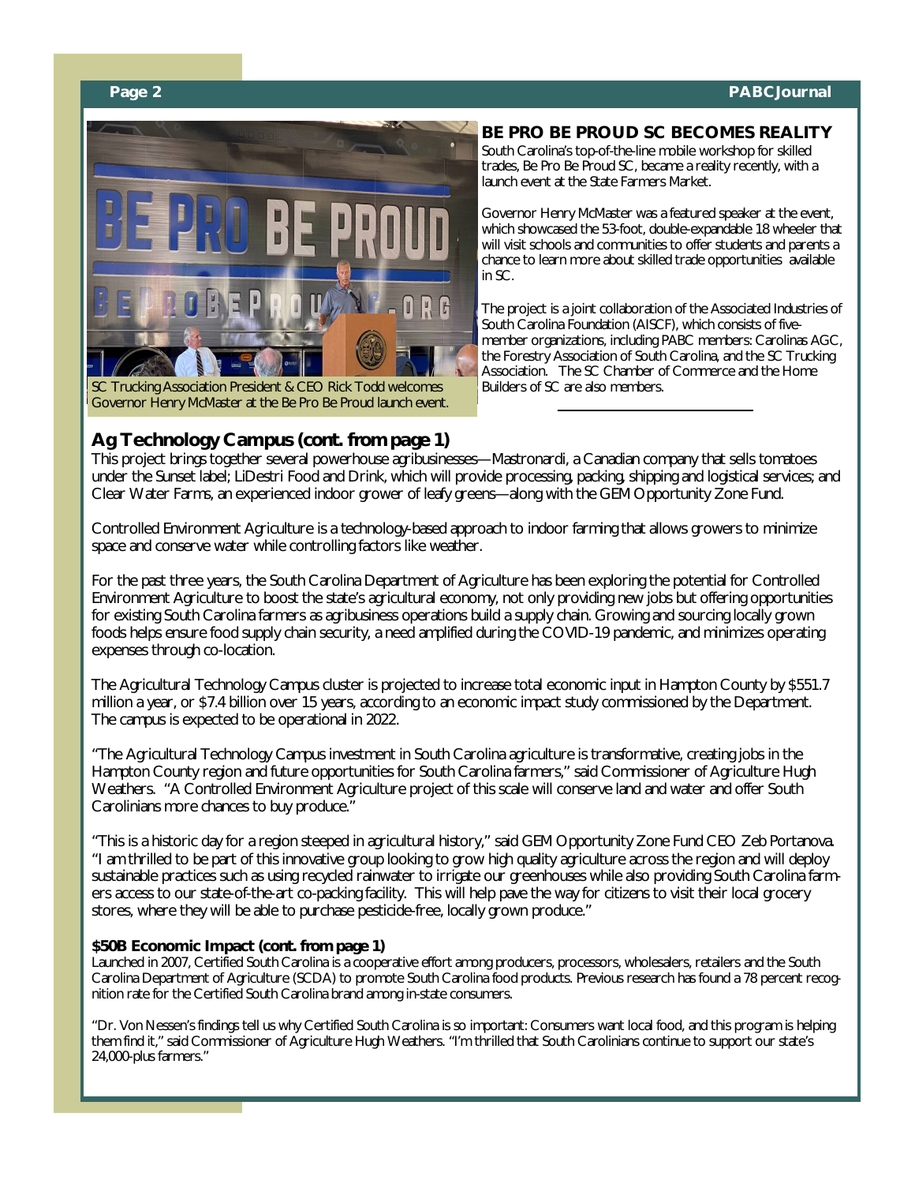## BE PRO BE PROUD SC BECOMES REALITY

South Carolina's top-of-the-line mobile workshop for skilled trades, Be Pro Be Proud SC, became a reality recently, with a launch event at the State Farmers Market.

Governor Henry McMaster was a featured speaker at the event, which showcased the 53-foot, double-expandable 18 wheeler that will visit schools and communities to offer students and parents a chance to learn more about skilled trade opportunities available in SC.

The project is a joint collaboration of the Associated Industries of South Carolina Foundation (AISCF), which consists of five-member organizations, including PABC members: Carolinas AGC, the Forestry Association of South Carolina, and the SC Trucking Association. The SC Chamber of Commerce and the Home Builders of SC are also members.

SC Trucking Association President & CEO Rick Todd welcomes Governor Henry McMaster at the Be Pro Be Proud launch event.

## Ag Technology Campus (cont. from page 1)

This project brings together several powerhouse agribusinesses—Mastronardi, a Canadian company that sells tomatoes under the Sunset label; LiDestri Food and Drink, which will provide processing, packing, shipping and logistical services; and Clear Water Farms, an experienced indoor grower of leafy greens—along with the GEM Opportunity Zone Fund.

Controlled Environment Agriculture is a technology-based approach to indoor farming that allows growers to minimize space and conserve water while controlling factors like weather.

For the past three years, the South Carolina Department of Agriculture has been exploring the potential for Controlled Environment Agriculture to boost the state's agricultural economy, not only providing new jobs but offering opportunities for existing South Carolina farmers as agribusiness operations build a supply chain. Growing and sourcing locally grown foods helps ensure food supply chain security, a need amplified during the COVID-19 pandemic, and minimizes operating expenses through co-location.

The Agricultural Technology Campus cluster is projected to increase total economic input in Hampton County by $551.7 million a year, or $7.4 billion over 15 years, according to an economic impact study commissioned by the Department. The campus is expected to be operational in 2022.

"The Agricultural Technology Campus investment in South Carolina agriculture is transformative, creating jobs in the Hampton County region and future opportunities for South Carolina farmers," said Commissioner of Agriculture Hugh Weathers. "A Controlled Environment Agriculture project of this scale will conserve land and water and offer South Carolinians more chances to buy produce."

"This is a historic day for a region steeped in agricultural history," said GEM Opportunity Zone Fund CEO Zeb Portanova. "I am thrilled to be part of this innovative group looking to grow high quality agriculture across the region and will deploy sustainable practices such as using recycled rainwater to irrigate our greenhouses while also providing South Carolina farmers access to our state-of-the-art co-packing facility. This will help pave the way for citizens to visit their local grocery stores, where they will be able to purchase pesticide-free, locally grown produce."

### $50B Economic Impact (cont. from page 1)

Launched in 2007, Certified South Carolina is a cooperative effort among producers, processors, wholesalers, retailers and the South Carolina Department of Agriculture (SCDA) to promote South Carolina food products. Previous research has found a 78 percent recognition rate for the Certified South Carolina brand among in-state consumers.

"Dr. Von Nessen's findings tell us why Certified South Carolina is so important: Consumers want local food, and this program is helping them find it," said Commissioner of Agriculture Hugh Weathers. "I'm thrilled that South Carolinians continue to support our state's 24,000-plus farmers."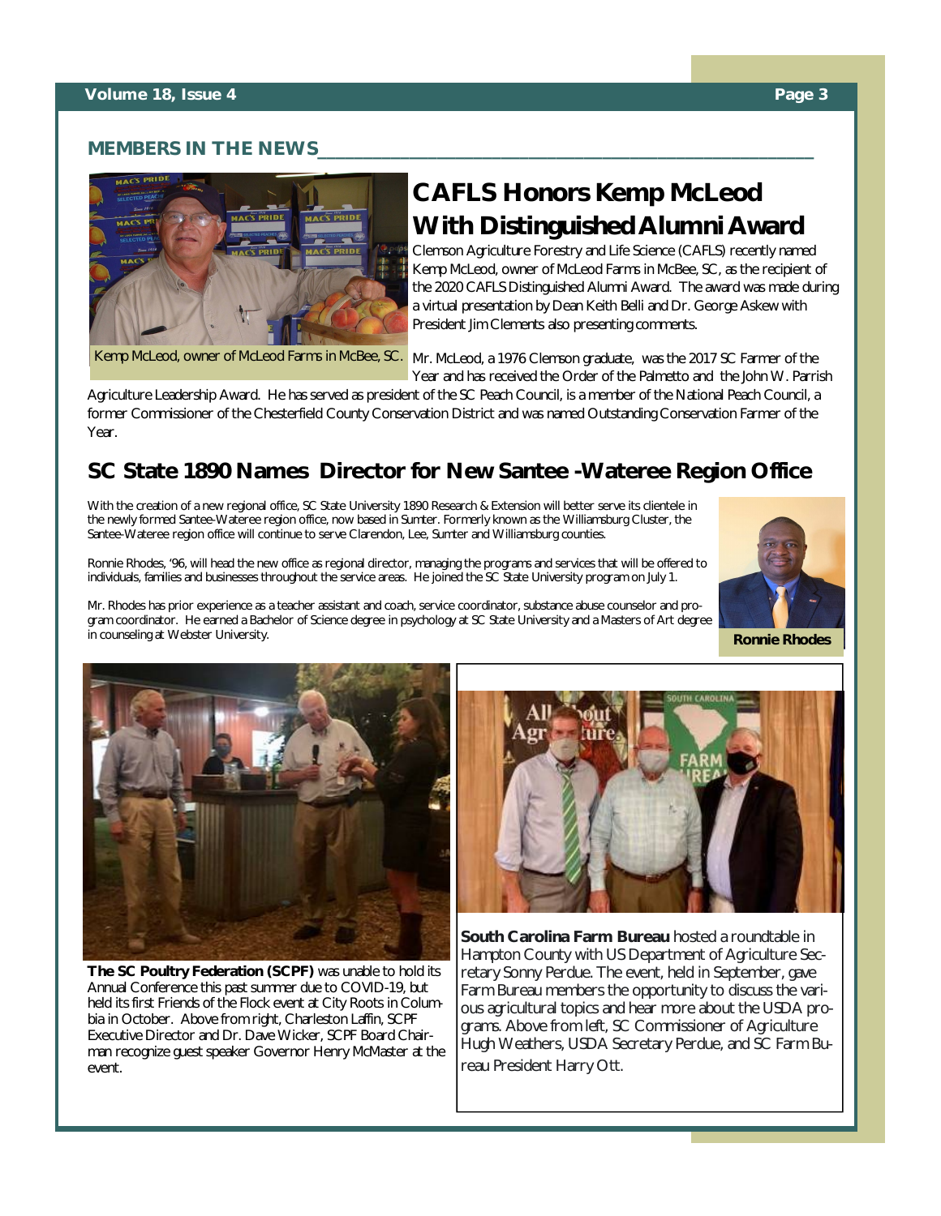## MEMBERS IN THE NEWS

Kemp McLeod, owner of McLeod Farms in McBee, SC.

### CAFLS Honors Kemp McLeod With Distinguished Alumni Award

Clemson Agriculture Forestry and Life Science (CAFLS) recently named Kemp McLeod, owner of McLeod Farms in McBee, SC, as the recipient of the 2020 CAFLS Distinguished Alumni Award. The award was made during a virtual presentation by Dean Keith Belli and Dr. George Askew with President Jim Clements also presenting comments.

Mr. McLeod, a 1976 Clemson graduate, was the 2017 SC Farmer of the Year and has received the Order of the Palmetto and the John W. Parrish Agriculture Leadership Award. He has served as president of the SC Peach Council, is a member of the National Peach Council, a former Commissioner of the Chesterfield County Conservation District and was named Outstanding Conservation Farmer of the Year.

### SC State 1890 Names Director for New Santee -Wateree Region Office

With the creation of a new regional office, SC State University 1890 Research & Extension will better serve its clientele in the newly formed Santee-Wateree region office, now based in Sumter. Formerly known as the Williamsburg Cluster, the Santee-Wateree region office will continue to serve Clarendon, Lee, Sumter and Williamsburg counties.

Ronnie Rhodes, '96, will head the new office as regional director, managing the programs and services that will be offered to individuals, families and businesses throughout the service areas. He joined the SC State University program on July 1.

Mr. Rhodes has prior experience as a teacher assistant and coach, service coordinator, substance abuse counselor and program coordinator. He earned a Bachelor of Science degree in psychology at SC State University and a Masters of Art degree in counseling at Webster University.

**Ronnie Rhodes**

**The SC Poultry Federation (SCPF)** was unable to hold its Annual Conference this past summer due to COVID-19, but held its first Friends of the Flock event at City Roots in Columbia in October. Above from right, Charleston Laffin, SCPF Executive Director and Dr. Dave Wicker, SCPF Board Chairman recognize guest speaker Governor Henry McMaster at the event.

**South Carolina Farm Bureau** hosted a roundtable in Hampton County with US Department of Agriculture Secretary Sonny Perdue. The event, held in September, gave Farm Bureau members the opportunity to discuss the various agricultural topics and hear more about the USDA programs. Above from left, SC Commissioner of Agriculture Hugh Weathers, USDA Secretary Perdue, and SC Farm Bureau President Harry Ott.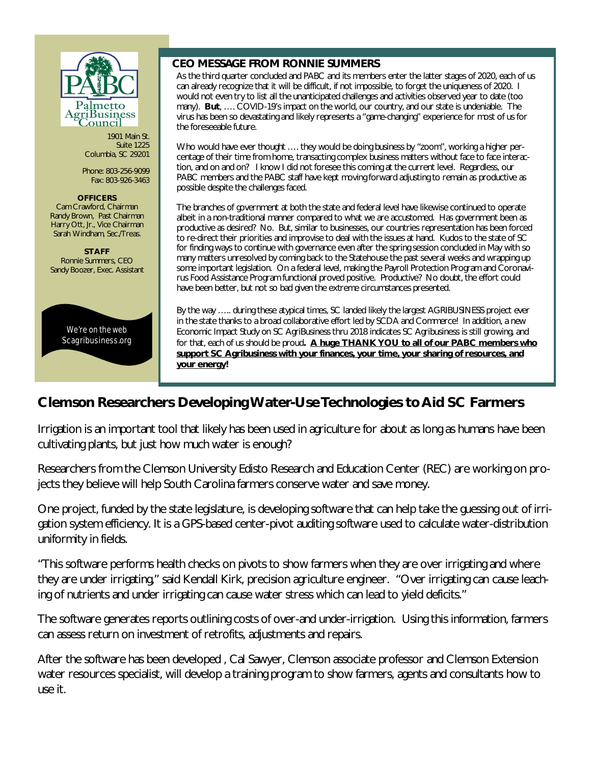Palmetto AgriBusiness Council

1901 Main St.
Suite 1225
Columbia, SC 29201

Phone: 803-256-9099
Fax: 803-926-3463

**OFFICERS**

Cam Crawford, Chairman
Randy Brown, Past Chairman
Harry Ott, Jr., Vice Chairman
Sarah Windham, Sec./Treas.

**STAFF**

Ronnie Summers, CEO
Sandy Boozer, Exec. Assistant

*We're on the web*
*Scagribusiness.org*

## CEO MESSAGE FROM RONNIE SUMMERS

As the third quarter concluded and PABC and its members enter the latter stages of 2020, each of us can already recognize that it will be difficult, if not impossible, to forget the uniqueness of 2020. I would not even try to list all the unanticipated challenges and activities observed year to date (too many). **But**, …. COVID-19's impact on the world, our country, and our state is undeniable. The virus has been so devastating and likely represents a "game-changing" experience for most of us for the foreseeable future.

Who would have ever thought …. they would be doing business by "zoom", working a higher percentage of their time from home, transacting complex business matters without face to face interaction, and on and on? I know I did not foresee this coming at the current level. Regardless, our PABC members and the PABC staff have kept moving forward adjusting to remain as productive as possible despite the challenges faced.

The branches of government at both the state and federal level have likewise continued to operate albeit in a non-traditional manner compared to what we are accustomed. Has government been as productive as desired? No. But, similar to businesses, our countries representation has been forced to re-direct their priorities and improvise to deal with the issues at hand. Kudos to the state of SC for finding ways to continue with governance even after the spring session concluded in May with so many matters unresolved by coming back to the Statehouse the past several weeks and wrapping up some important legislation. On a federal level, making the Payroll Protection Program and Coronavirus Food Assistance Program functional proved positive. Productive? No doubt, the effort could have been better, but not so bad given the extreme circumstances presented.

By the way ….. during these atypical times, SC landed likely the largest AGRIBUSINESS project ever in the state thanks to a broad collaborative effort led by SCDA and Commerce! In addition, a new Economic Impact Study on SC AgriBusiness thru 2018 indicates SC Agribusiness is still growing, and for that, each of us should be proud**. <u>A huge THANK YOU to all of our PABC members who support SC Agribusiness with your finances, your time, your sharing of resources, and your energy</u>!**

## Clemson Researchers Developing Water-Use Technologies to Aid SC Farmers

Irrigation is an important tool that likely has been used in agriculture for about as long as humans have been cultivating plants, but just how much water is enough?

Researchers from the Clemson University Edisto Research and Education Center (REC) are working on projects they believe will help South Carolina farmers conserve water and save money.

One project, funded by the state legislature, is developing software that can help take the guessing out of irrigation system efficiency. It is a GPS-based center-pivot auditing software used to calculate water-distribution uniformity in fields.

"This software performs health checks on pivots to show farmers when they are over irrigating and where they are under irrigating," said Kendall Kirk, precision agriculture engineer. "Over irrigating can cause leaching of nutrients and under irrigating can cause water stress which can lead to yield deficits."

The software generates reports outlining costs of over-and under-irrigation. Using this information, farmers can assess return on investment of retrofits, adjustments and repairs.

After the software has been developed , Cal Sawyer, Clemson associate professor and Clemson Extension water resources specialist, will develop a training program to show farmers, agents and consultants how to use it.